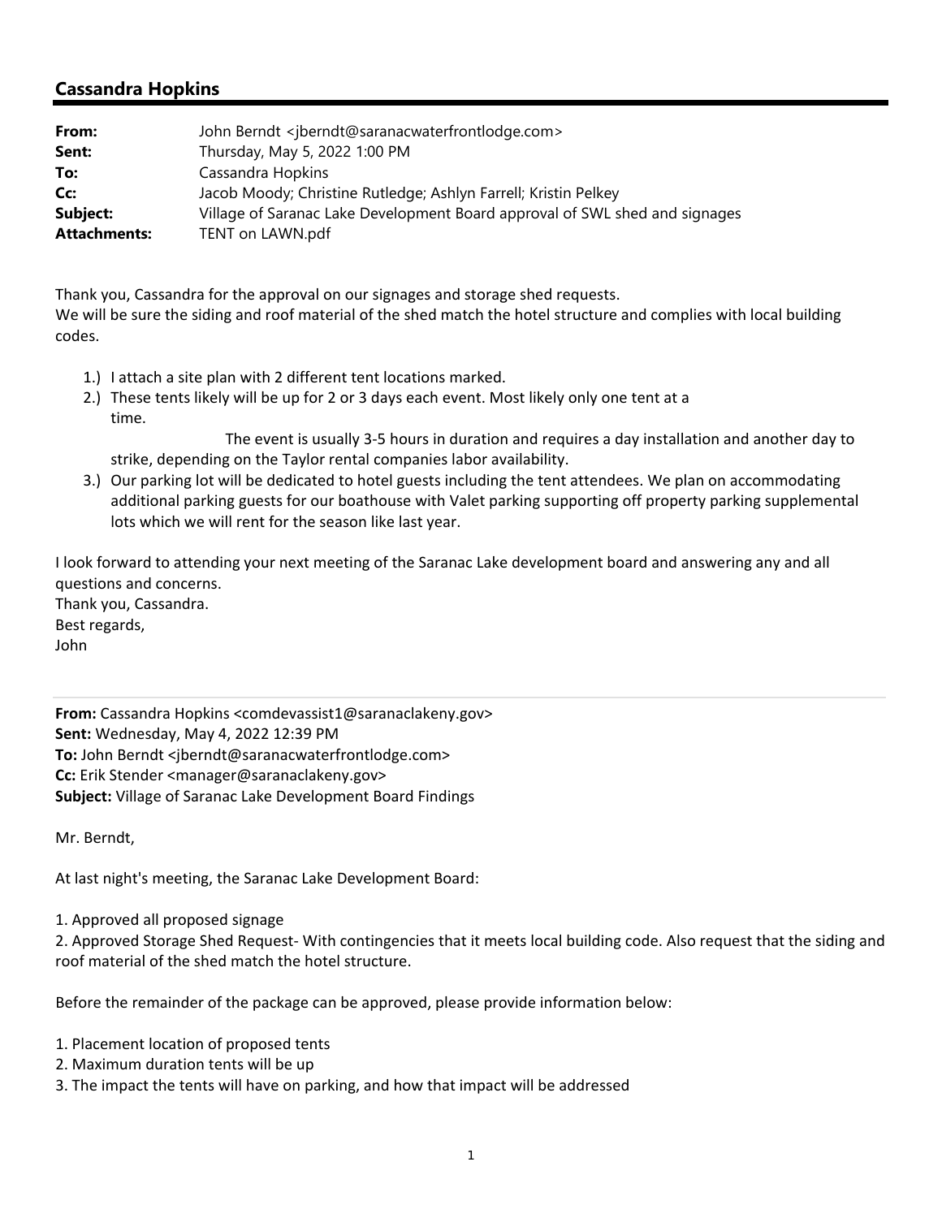# Cassandra Hopkins

| | |
|---|---|
| **From:** | John Berndt <jberndt@saranacwaterfrontlodge.com> |
| **Sent:** | Thursday, May 5, 2022 1:00 PM |
| **To:** | Cassandra Hopkins |
| **Cc:** | Jacob Moody; Christine Rutledge; Ashlyn Farrell; Kristin Pelkey |
| **Subject:** | Village of Saranac Lake Development Board approval of SWL shed and signages |
| **Attachments:** | TENT on LAWN.pdf |

Thank you, Cassandra for the approval on our signages and storage shed requests.
We will be sure the siding and roof material of the shed match the hotel structure and complies with local building codes.

1.) I attach a site plan with 2 different tent locations marked.
2.) These tents likely will be up for 2 or 3 days each event. Most likely only one tent at a time.
The event is usually 3-5 hours in duration and requires a day installation and another day to strike, depending on the Taylor rental companies labor availability.
3.) Our parking lot will be dedicated to hotel guests including the tent attendees. We plan on accommodating additional parking guests for our boathouse with Valet parking supporting off property parking supplemental lots which we will rent for the season like last year.

I look forward to attending your next meeting of the Saranac Lake development board and answering any and all questions and concerns.
Thank you, Cassandra.
Best regards,
John

---

**From:** Cassandra Hopkins <comdevassist1@saranaclakeny.gov>
**Sent:** Wednesday, May 4, 2022 12:39 PM
**To:** John Berndt <jberndt@saranacwaterfrontlodge.com>
**Cc:** Erik Stender <manager@saranaclakeny.gov>
**Subject:** Village of Saranac Lake Development Board Findings

Mr. Berndt,

At last night's meeting, the Saranac Lake Development Board:

1. Approved all proposed signage
2. Approved Storage Shed Request- With contingencies that it meets local building code. Also request that the siding and roof material of the shed match the hotel structure.

Before the remainder of the package can be approved, please provide information below:

1. Placement location of proposed tents
2. Maximum duration tents will be up
3. The impact the tents will have on parking, and how that impact will be addressed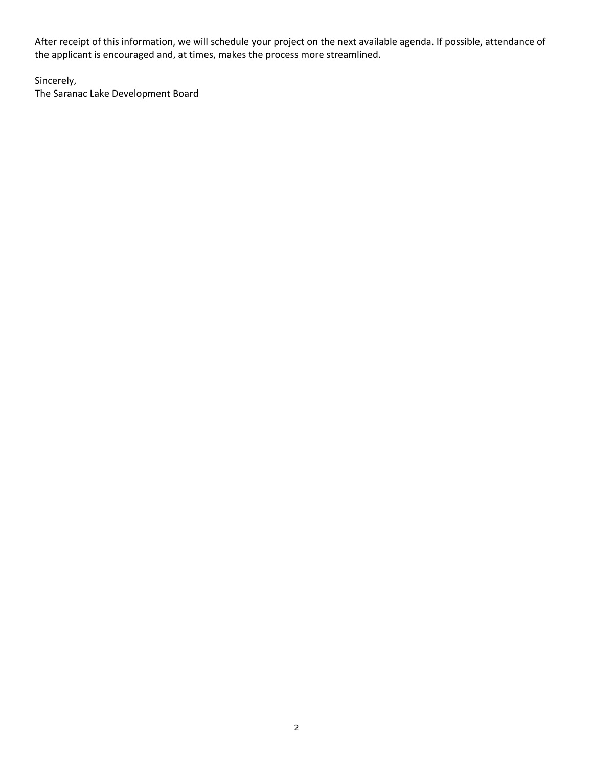After receipt of this information, we will schedule your project on the next available agenda. If possible, attendance of the applicant is encouraged and, at times, makes the process more streamlined.

Sincerely,
The Saranac Lake Development Board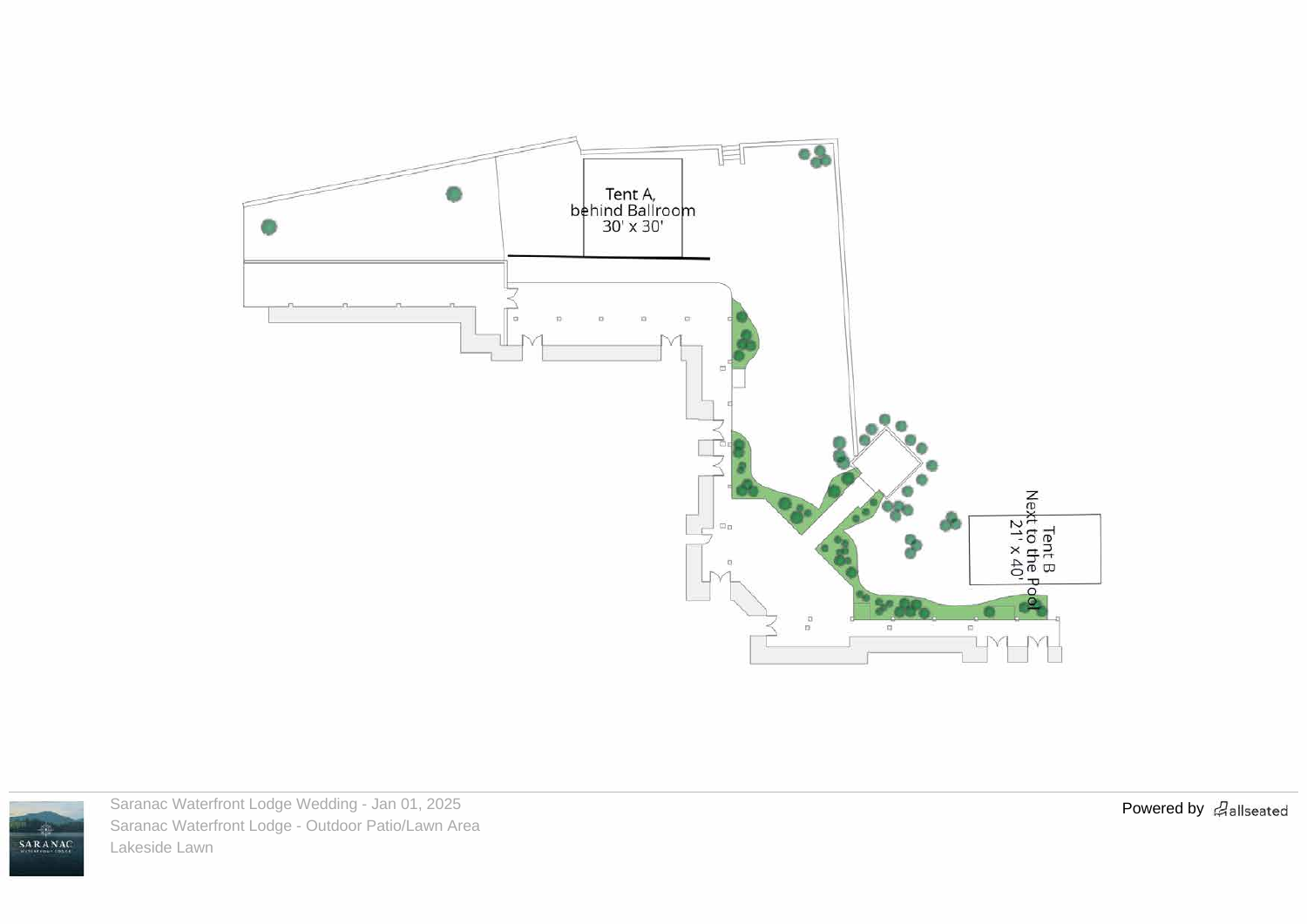Tent A,
behind Ballroom
30' x 30'

Tent B
Next to the Pool
21' x 40'

Saranac Waterfront Lodge Wedding - Jan 01, 2025
Saranac Waterfront Lodge - Outdoor Patio/Lawn Area
Lakeside Lawn

Powered by allseated